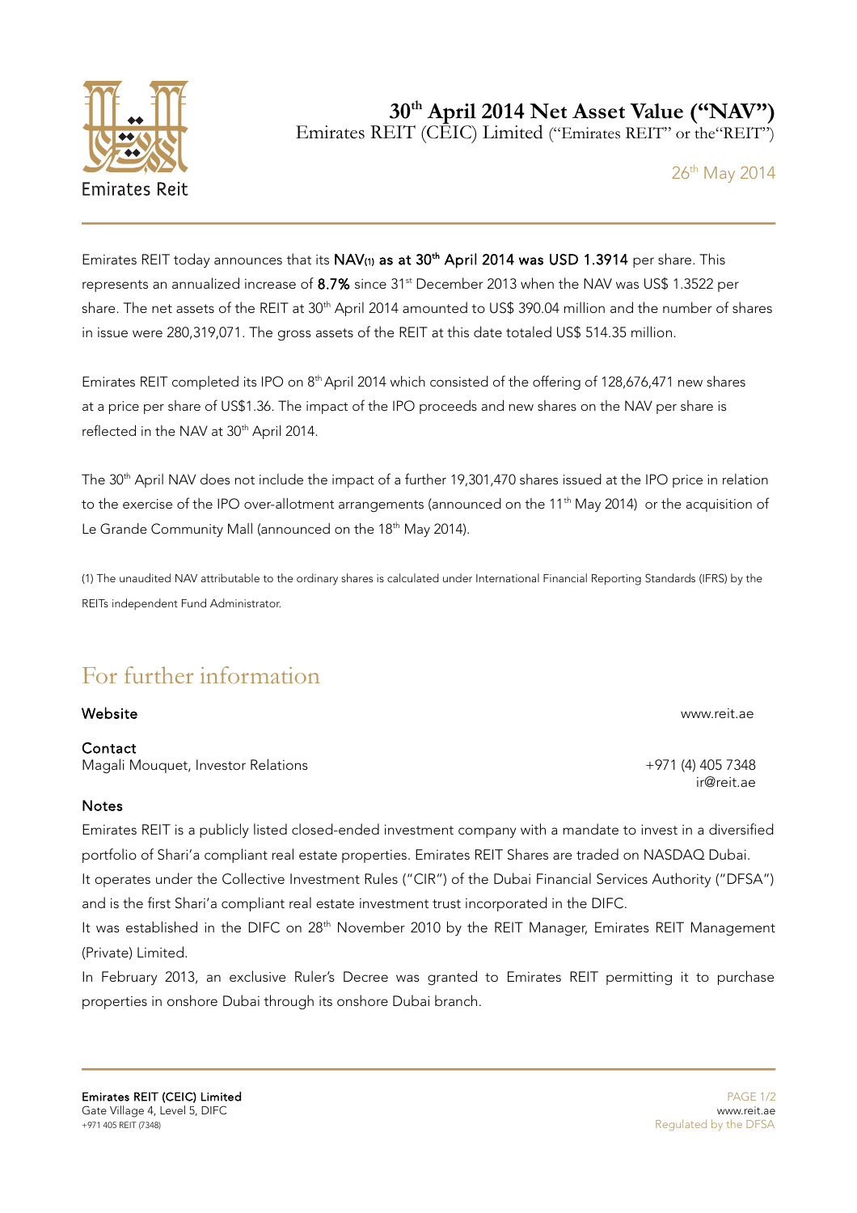# 30th April 2014 Net Asset Value ("NAV")

Emirates REIT (CEIC) Limited ("Emirates REIT" or the"REIT")

26th May 2014

Emirates REIT today announces that its **NAV(1) as at 30th April 2014 was USD 1.3914** per share. This represents an annualized increase of **8.7%** since 31st December 2013 when the NAV was US$ 1.3522 per share. The net assets of the REIT at 30th April 2014 amounted to US$ 390.04 million and the number of shares in issue were 280,319,071. The gross assets of the REIT at this date totaled US$ 514.35 million.

Emirates REIT completed its IPO on 8th April 2014 which consisted of the offering of 128,676,471 new shares at a price per share of US$1.36. The impact of the IPO proceeds and new shares on the NAV per share is reflected in the NAV at 30th April 2014.

The 30th April NAV does not include the impact of a further 19,301,470 shares issued at the IPO price in relation to the exercise of the IPO over-allotment arrangements (announced on the 11th May 2014) or the acquisition of Le Grande Community Mall (announced on the 18th May 2014).

(1) The unaudited NAV attributable to the ordinary shares is calculated under International Financial Reporting Standards (IFRS) by the REITs independent Fund Administrator.

## For further information

**Website** www.reit.ae

**Contact**
Magali Mouquet, Investor Relations +971 (4) 405 7348 ir@reit.ae

**Notes**

Emirates REIT is a publicly listed closed-ended investment company with a mandate to invest in a diversified portfolio of Shari'a compliant real estate properties. Emirates REIT Shares are traded on NASDAQ Dubai.
It operates under the Collective Investment Rules ("CIR") of the Dubai Financial Services Authority ("DFSA") and is the first Shari'a compliant real estate investment trust incorporated in the DIFC.
It was established in the DIFC on 28th November 2010 by the REIT Manager, Emirates REIT Management (Private) Limited.
In February 2013, an exclusive Ruler's Decree was granted to Emirates REIT permitting it to purchase properties in onshore Dubai through its onshore Dubai branch.

**Emirates REIT (CEIC) Limited**
Gate Village 4, Level 5, DIFC
+971 405 REIT (7348)

www.reit.ae
Regulated by the DFSA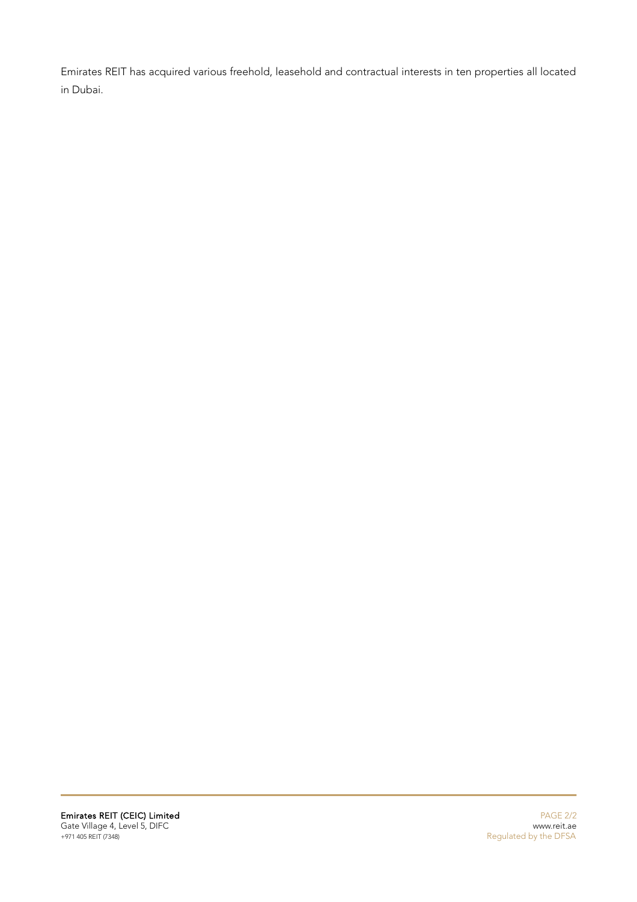Emirates REIT has acquired various freehold, leasehold and contractual interests in ten properties all located in Dubai.